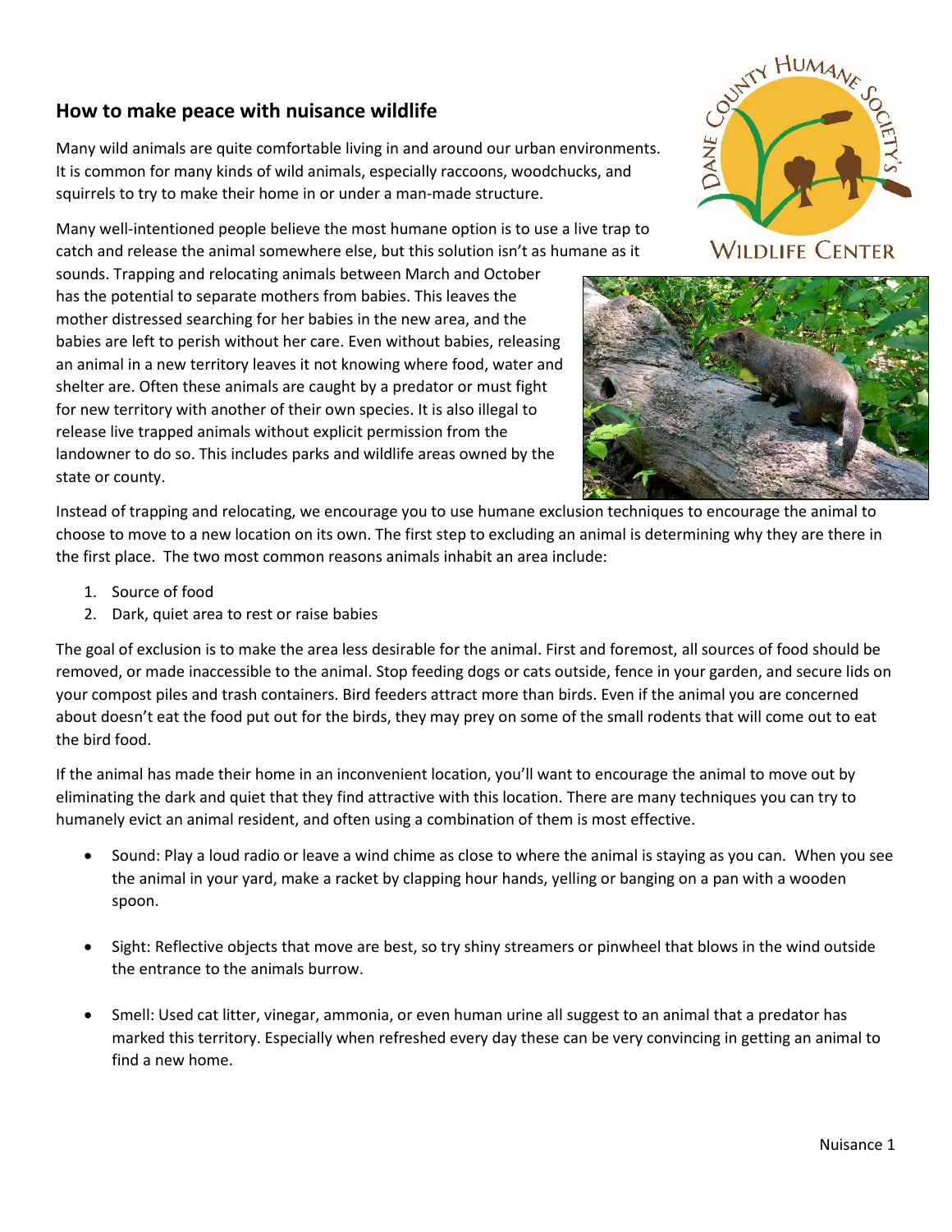## How to make peace with nuisance wildlife

Many wild animals are quite comfortable living in and around our urban environments. It is common for many kinds of wild animals, especially raccoons, woodchucks, and squirrels to try to make their home in or under a man-made structure.

Many well-intentioned people believe the most humane option is to use a live trap to catch and release the animal somewhere else, but this solution isn't as humane as it sounds. Trapping and relocating animals between March and October has the potential to separate mothers from babies. This leaves the mother distressed searching for her babies in the new area, and the babies are left to perish without her care. Even without babies, releasing an animal in a new territory leaves it not knowing where food, water and shelter are. Often these animals are caught by a predator or must fight for new territory with another of their own species. It is also illegal to release live trapped animals without explicit permission from the landowner to do so. This includes parks and wildlife areas owned by the state or county.

Instead of trapping and relocating, we encourage you to use humane exclusion techniques to encourage the animal to choose to move to a new location on its own. The first step to excluding an animal is determining why they are there in the first place. The two most common reasons animals inhabit an area include:

1. Source of food
2. Dark, quiet area to rest or raise babies

The goal of exclusion is to make the area less desirable for the animal. First and foremost, all sources of food should be removed, or made inaccessible to the animal. Stop feeding dogs or cats outside, fence in your garden, and secure lids on your compost piles and trash containers. Bird feeders attract more than birds. Even if the animal you are concerned about doesn't eat the food put out for the birds, they may prey on some of the small rodents that will come out to eat the bird food.

If the animal has made their home in an inconvenient location, you'll want to encourage the animal to move out by eliminating the dark and quiet that they find attractive with this location. There are many techniques you can try to humanely evict an animal resident, and often using a combination of them is most effective.

- Sound: Play a loud radio or leave a wind chime as close to where the animal is staying as you can. When you see the animal in your yard, make a racket by clapping hour hands, yelling or banging on a pan with a wooden spoon.

- Sight: Reflective objects that move are best, so try shiny streamers or pinwheel that blows in the wind outside the entrance to the animals burrow.

- Smell: Used cat litter, vinegar, ammonia, or even human urine all suggest to an animal that a predator has marked this territory. Especially when refreshed every day these can be very convincing in getting an animal to find a new home.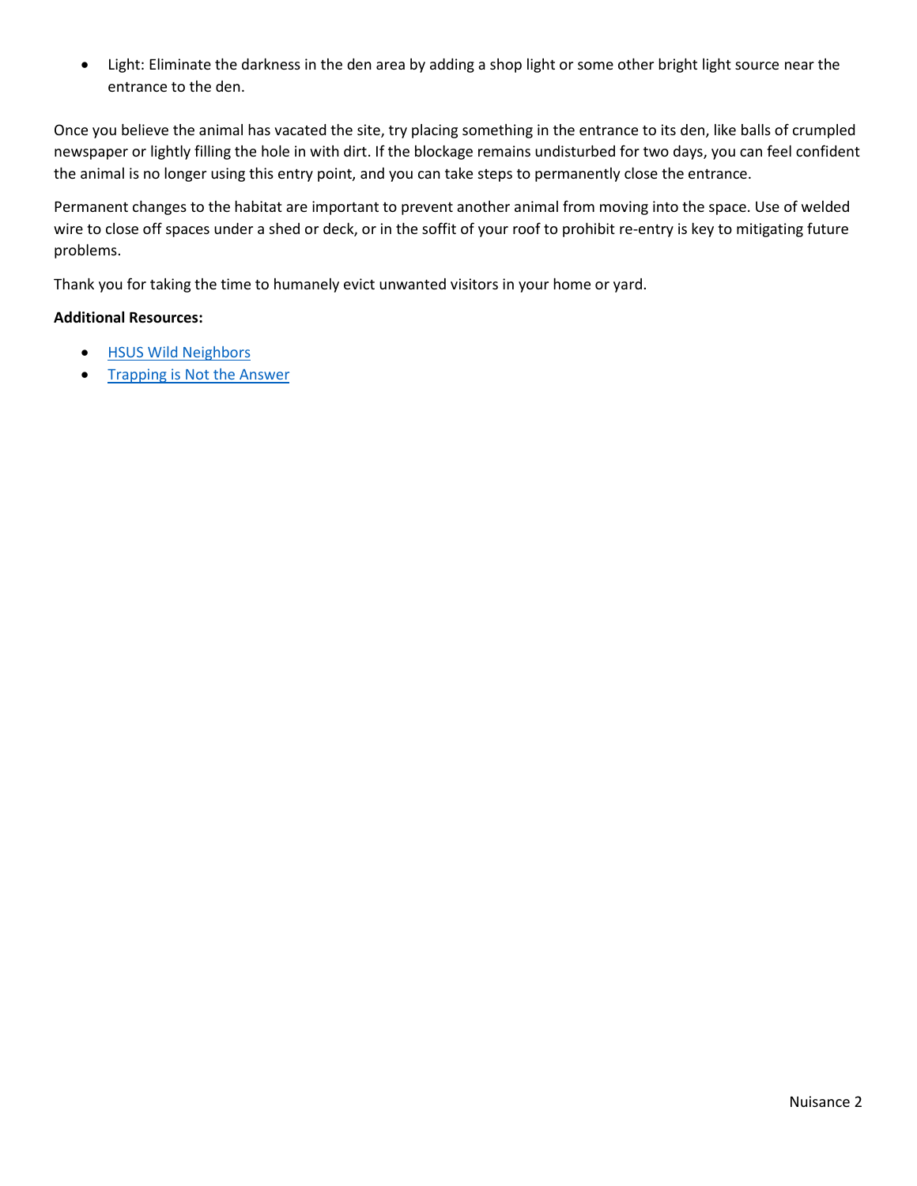- Light: Eliminate the darkness in the den area by adding a shop light or some other bright light source near the entrance to the den.

Once you believe the animal has vacated the site, try placing something in the entrance to its den, like balls of crumpled newspaper or lightly filling the hole in with dirt. If the blockage remains undisturbed for two days, you can feel confident the animal is no longer using this entry point, and you can take steps to permanently close the entrance.

Permanent changes to the habitat are important to prevent another animal from moving into the space. Use of welded wire to close off spaces under a shed or deck, or in the soffit of your roof to prohibit re-entry is key to mitigating future problems.

Thank you for taking the time to humanely evict unwanted visitors in your home or yard.

**Additional Resources:**

- HSUS Wild Neighbors
- Trapping is Not the Answer